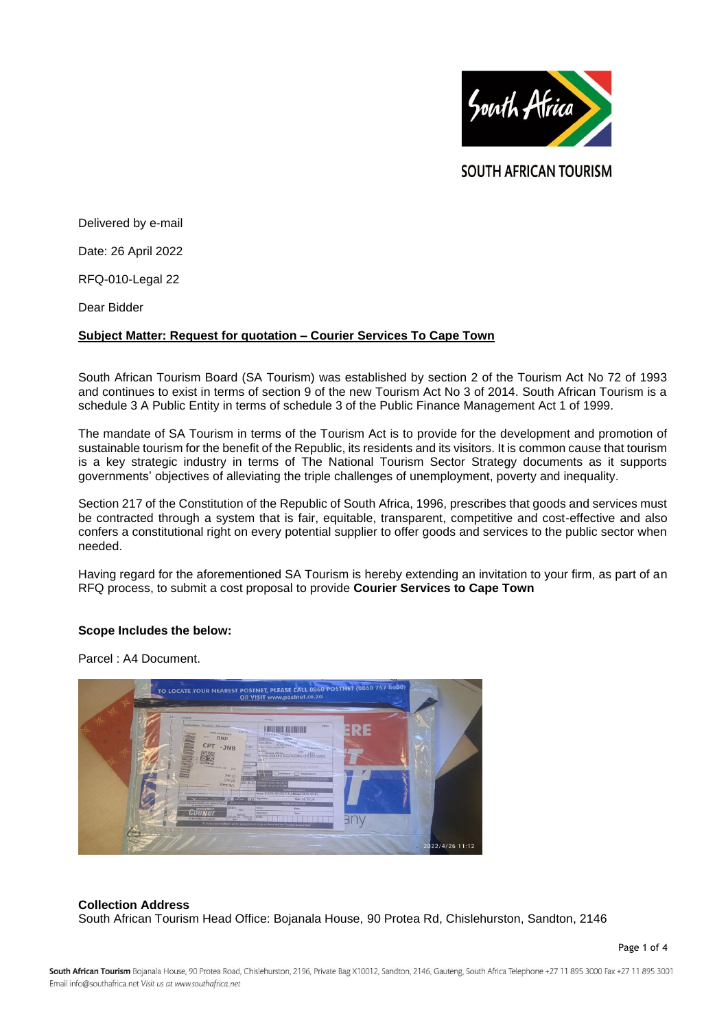SOUTH AFRICAN TOURISM

Delivered by e-mail

Date: 26 April 2022

RFQ-010-Legal 22

Dear Bidder

**Subject Matter: Request for quotation – Courier Services To Cape Town**

South African Tourism Board (SA Tourism) was established by section 2 of the Tourism Act No 72 of 1993 and continues to exist in terms of section 9 of the new Tourism Act No 3 of 2014. South African Tourism is a schedule 3 A Public Entity in terms of schedule 3 of the Public Finance Management Act 1 of 1999.

The mandate of SA Tourism in terms of the Tourism Act is to provide for the development and promotion of sustainable tourism for the benefit of the Republic, its residents and its visitors. It is common cause that tourism is a key strategic industry in terms of The National Tourism Sector Strategy documents as it supports governments' objectives of alleviating the triple challenges of unemployment, poverty and inequality.

Section 217 of the Constitution of the Republic of South Africa, 1996, prescribes that goods and services must be contracted through a system that is fair, equitable, transparent, competitive and cost-effective and also confers a constitutional right on every potential supplier to offer goods and services to the public sector when needed.

Having regard for the aforementioned SA Tourism is hereby extending an invitation to your firm, as part of an RFQ process, to submit a cost proposal to provide **Courier Services to Cape Town**

**Scope Includes the below:**

Parcel : A4 Document.

**Collection Address**
South African Tourism Head Office: Bojanala House, 90 Protea Rd, Chislehurston, Sandton, 2146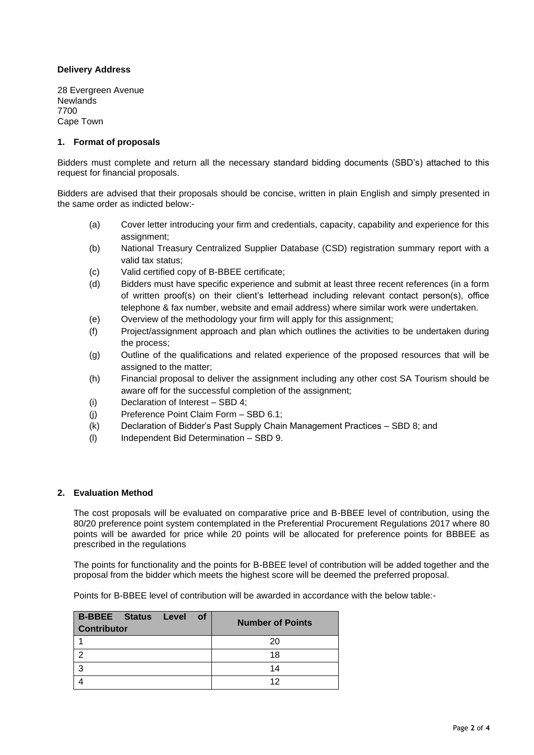**Delivery Address**

28 Evergreen Avenue
Newlands
7700
Cape Town

## 1. Format of proposals

Bidders must complete and return all the necessary standard bidding documents (SBD's) attached to this request for financial proposals.

Bidders are advised that their proposals should be concise, written in plain English and simply presented in the same order as indicted below:-

(a) Cover letter introducing your firm and credentials, capacity, capability and experience for this assignment;

(b) National Treasury Centralized Supplier Database (CSD) registration summary report with a valid tax status;

(c) Valid certified copy of B-BBEE certificate;

(d) Bidders must have specific experience and submit at least three recent references (in a form of written proof(s) on their client's letterhead including relevant contact person(s), office telephone & fax number, website and email address) where similar work were undertaken.

(e) Overview of the methodology your firm will apply for this assignment;

(f) Project/assignment approach and plan which outlines the activities to be undertaken during the process;

(g) Outline of the qualifications and related experience of the proposed resources that will be assigned to the matter;

(h) Financial proposal to deliver the assignment including any other cost SA Tourism should be aware off for the successful completion of the assignment;

(i) Declaration of Interest – SBD 4;

(j) Preference Point Claim Form – SBD 6.1;

(k) Declaration of Bidder's Past Supply Chain Management Practices – SBD 8; and

(l) Independent Bid Determination – SBD 9.

## 2. Evaluation Method

The cost proposals will be evaluated on comparative price and B-BBEE level of contribution, using the 80/20 preference point system contemplated in the Preferential Procurement Regulations 2017 where 80 points will be awarded for price while 20 points will be allocated for preference points for BBBEE as prescribed in the regulations

The points for functionality and the points for B-BBEE level of contribution will be added together and the proposal from the bidder which meets the highest score will be deemed the preferred proposal.

Points for B-BBEE level of contribution will be awarded in accordance with the below table:-

| B-BBEE Status Level of Contributor | Number of Points |
|---|---|
| 1 | 20 |
| 2 | 18 |
| 3 | 14 |
| 4 | 12 |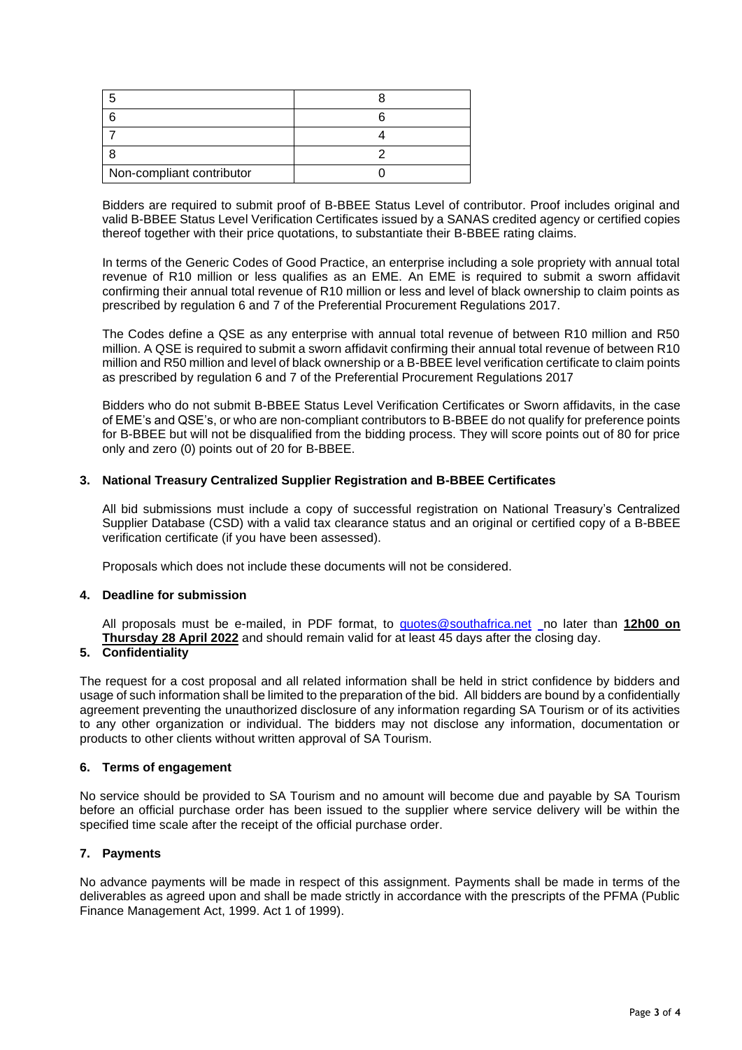| | |
|---|---|
| 5 | 8 |
| 6 | 6 |
| 7 | 4 |
| 8 | 2 |
| Non-compliant contributor | 0 |

Bidders are required to submit proof of B-BBEE Status Level of contributor. Proof includes original and valid B-BBEE Status Level Verification Certificates issued by a SANAS credited agency or certified copies thereof together with their price quotations, to substantiate their B-BBEE rating claims.

In terms of the Generic Codes of Good Practice, an enterprise including a sole propriety with annual total revenue of R10 million or less qualifies as an EME. An EME is required to submit a sworn affidavit confirming their annual total revenue of R10 million or less and level of black ownership to claim points as prescribed by regulation 6 and 7 of the Preferential Procurement Regulations 2017.

The Codes define a QSE as any enterprise with annual total revenue of between R10 million and R50 million. A QSE is required to submit a sworn affidavit confirming their annual total revenue of between R10 million and R50 million and level of black ownership or a B-BBEE level verification certificate to claim points as prescribed by regulation 6 and 7 of the Preferential Procurement Regulations 2017

Bidders who do not submit B-BBEE Status Level Verification Certificates or Sworn affidavits, in the case of EME's and QSE's, or who are non-compliant contributors to B-BBEE do not qualify for preference points for B-BBEE but will not be disqualified from the bidding process. They will score points out of 80 for price only and zero (0) points out of 20 for B-BBEE.

### 3. National Treasury Centralized Supplier Registration and B-BBEE Certificates

All bid submissions must include a copy of successful registration on National Treasury's Centralized Supplier Database (CSD) with a valid tax clearance status and an original or certified copy of a B-BBEE verification certificate (if you have been assessed).

Proposals which does not include these documents will not be considered.

### 4. Deadline for submission

All proposals must be e-mailed, in PDF format, to quotes@southafrica.net no later than **12h00 on Thursday 28 April 2022** and should remain valid for at least 45 days after the closing day.

### 5. Confidentiality

The request for a cost proposal and all related information shall be held in strict confidence by bidders and usage of such information shall be limited to the preparation of the bid. All bidders are bound by a confidentially agreement preventing the unauthorized disclosure of any information regarding SA Tourism or of its activities to any other organization or individual. The bidders may not disclose any information, documentation or products to other clients without written approval of SA Tourism.

### 6. Terms of engagement

No service should be provided to SA Tourism and no amount will become due and payable by SA Tourism before an official purchase order has been issued to the supplier where service delivery will be within the specified time scale after the receipt of the official purchase order.

### 7. Payments

No advance payments will be made in respect of this assignment. Payments shall be made in terms of the deliverables as agreed upon and shall be made strictly in accordance with the prescripts of the PFMA (Public Finance Management Act, 1999. Act 1 of 1999).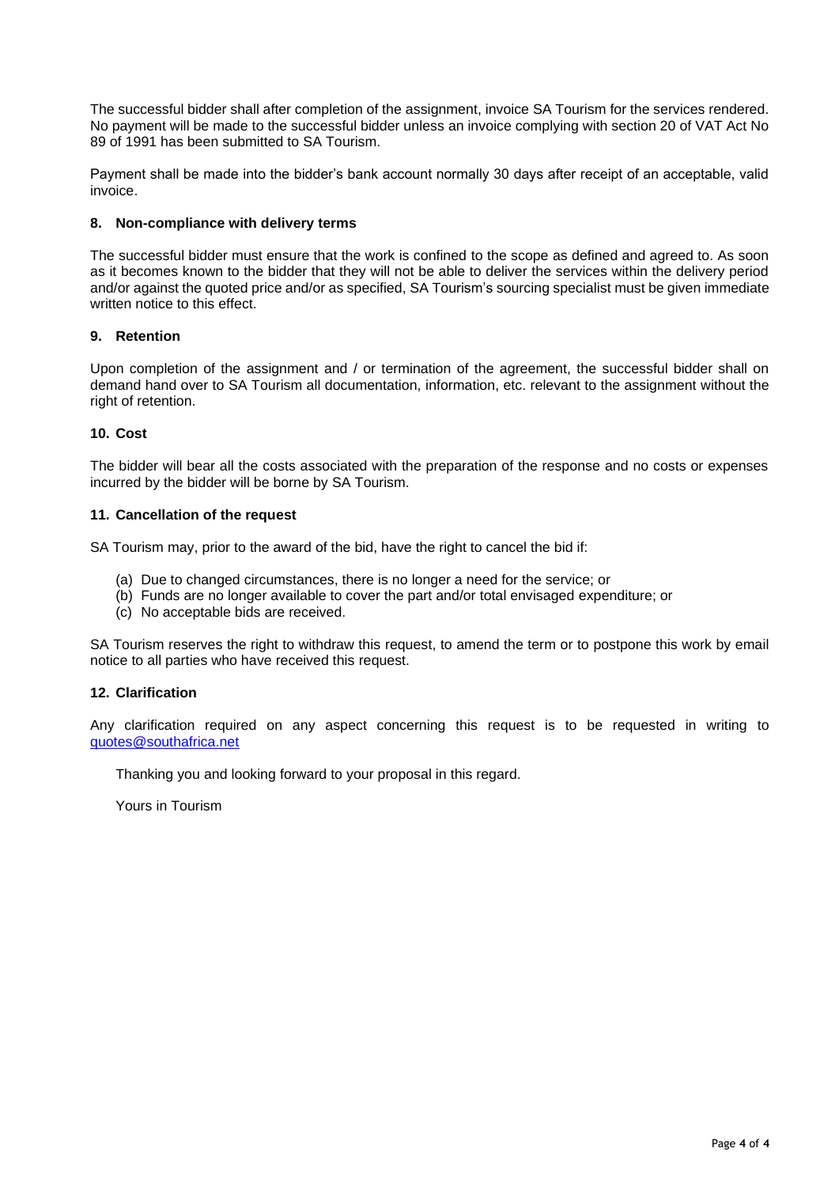The successful bidder shall after completion of the assignment, invoice SA Tourism for the services rendered. No payment will be made to the successful bidder unless an invoice complying with section 20 of VAT Act No 89 of 1991 has been submitted to SA Tourism.

Payment shall be made into the bidder's bank account normally 30 days after receipt of an acceptable, valid invoice.

#### 8. Non-compliance with delivery terms

The successful bidder must ensure that the work is confined to the scope as defined and agreed to. As soon as it becomes known to the bidder that they will not be able to deliver the services within the delivery period and/or against the quoted price and/or as specified, SA Tourism's sourcing specialist must be given immediate written notice to this effect.

#### 9. Retention

Upon completion of the assignment and / or termination of the agreement, the successful bidder shall on demand hand over to SA Tourism all documentation, information, etc. relevant to the assignment without the right of retention.

#### 10. Cost

The bidder will bear all the costs associated with the preparation of the response and no costs or expenses incurred by the bidder will be borne by SA Tourism.

#### 11. Cancellation of the request

SA Tourism may, prior to the award of the bid, have the right to cancel the bid if:

(a) Due to changed circumstances, there is no longer a need for the service; or
(b) Funds are no longer available to cover the part and/or total envisaged expenditure; or
(c) No acceptable bids are received.

SA Tourism reserves the right to withdraw this request, to amend the term or to postpone this work by email notice to all parties who have received this request.

#### 12. Clarification

Any clarification required on any aspect concerning this request is to be requested in writing to quotes@southafrica.net

Thanking you and looking forward to your proposal in this regard.

Yours in Tourism